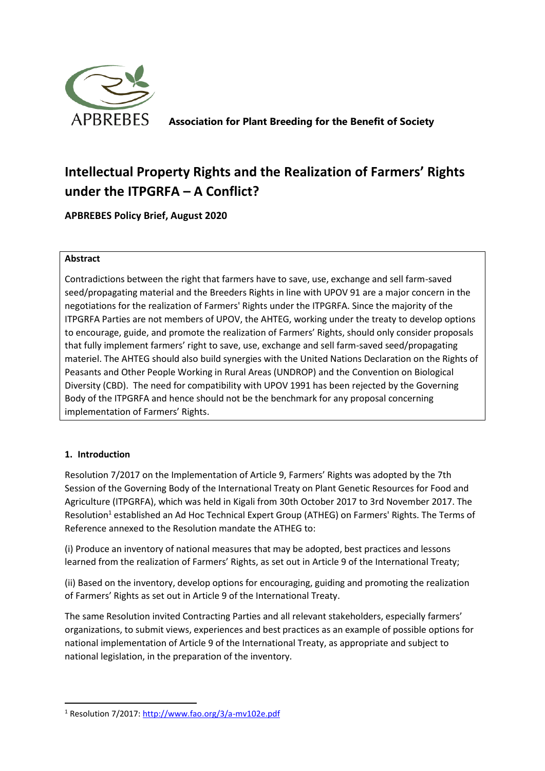APBREBES **Association for Plant Breeding for the Benefit of Society**

# Intellectual Property Rights and the Realization of Farmers' Rights under the ITPGRFA – A Conflict?

**APBREBES Policy Brief, August 2020**

**Abstract**

Contradictions between the right that farmers have to save, use, exchange and sell farm-saved seed/propagating material and the Breeders Rights in line with UPOV 91 are a major concern in the negotiations for the realization of Farmers' Rights under the ITPGRFA. Since the majority of the ITPGRFA Parties are not members of UPOV, the AHTEG, working under the treaty to develop options to encourage, guide, and promote the realization of Farmers' Rights, should only consider proposals that fully implement farmers' right to save, use, exchange and sell farm-saved seed/propagating materiel. The AHTEG should also build synergies with the United Nations Declaration on the Rights of Peasants and Other People Working in Rural Areas (UNDROP) and the Convention on Biological Diversity (CBD). The need for compatibility with UPOV 1991 has been rejected by the Governing Body of the ITPGRFA and hence should not be the benchmark for any proposal concerning implementation of Farmers' Rights.

## 1. Introduction

Resolution 7/2017 on the Implementation of Article 9, Farmers' Rights was adopted by the 7th Session of the Governing Body of the International Treaty on Plant Genetic Resources for Food and Agriculture (ITPGRFA), which was held in Kigali from 30th October 2017 to 3rd November 2017. The Resolution[1] established an Ad Hoc Technical Expert Group (ATHEG) on Farmers' Rights. The Terms of Reference annexed to the Resolution mandate the ATHEG to:

(i) Produce an inventory of national measures that may be adopted, best practices and lessons learned from the realization of Farmers' Rights, as set out in Article 9 of the International Treaty;

(ii) Based on the inventory, develop options for encouraging, guiding and promoting the realization of Farmers' Rights as set out in Article 9 of the International Treaty.

The same Resolution invited Contracting Parties and all relevant stakeholders, especially farmers' organizations, to submit views, experiences and best practices as an example of possible options for national implementation of Article 9 of the International Treaty, as appropriate and subject to national legislation, in the preparation of the inventory.

[1] Resolution 7/2017: http://www.fao.org/3/a-mv102e.pdf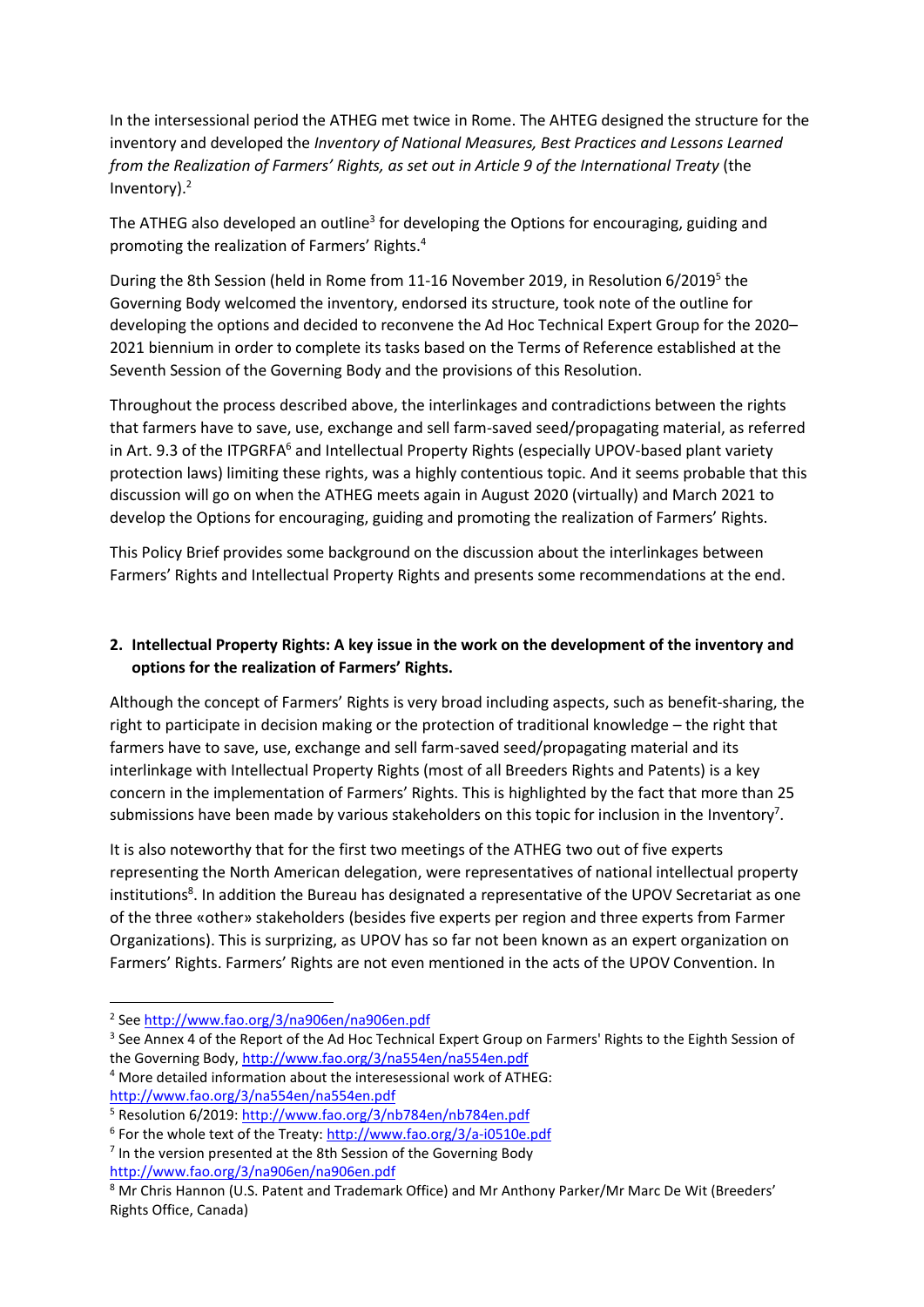In the intersessional period the ATHEG met twice in Rome. The AHTEG designed the structure for the inventory and developed the *Inventory of National Measures, Best Practices and Lessons Learned from the Realization of Farmers' Rights, as set out in Article 9 of the International Treaty* (the Inventory).[2]

The ATHEG also developed an outline[3] for developing the Options for encouraging, guiding and promoting the realization of Farmers' Rights.[4]

During the 8th Session (held in Rome from 11-16 November 2019, in Resolution 6/2019[5] the Governing Body welcomed the inventory, endorsed its structure, took note of the outline for developing the options and decided to reconvene the Ad Hoc Technical Expert Group for the 2020–2021 biennium in order to complete its tasks based on the Terms of Reference established at the Seventh Session of the Governing Body and the provisions of this Resolution.

Throughout the process described above, the interlinkages and contradictions between the rights that farmers have to save, use, exchange and sell farm-saved seed/propagating material, as referred in Art. 9.3 of the ITPGRFA[6] and Intellectual Property Rights (especially UPOV-based plant variety protection laws) limiting these rights, was a highly contentious topic. And it seems probable that this discussion will go on when the ATHEG meets again in August 2020 (virtually) and March 2021 to develop the Options for encouraging, guiding and promoting the realization of Farmers' Rights.

This Policy Brief provides some background on the discussion about the interlinkages between Farmers' Rights and Intellectual Property Rights and presents some recommendations at the end.

## 2. Intellectual Property Rights: A key issue in the work on the development of the inventory and options for the realization of Farmers' Rights.

Although the concept of Farmers' Rights is very broad including aspects, such as benefit-sharing, the right to participate in decision making or the protection of traditional knowledge – the right that farmers have to save, use, exchange and sell farm-saved seed/propagating material and its interlinkage with Intellectual Property Rights (most of all Breeders Rights and Patents) is a key concern in the implementation of Farmers' Rights. This is highlighted by the fact that more than 25 submissions have been made by various stakeholders on this topic for inclusion in the Inventory[7].

It is also noteworthy that for the first two meetings of the ATHEG two out of five experts representing the North American delegation, were representatives of national intellectual property institutions[8]. In addition the Bureau has designated a representative of the UPOV Secretariat as one of the three «other» stakeholders (besides five experts per region and three experts from Farmer Organizations). This is surprizing, as UPOV has so far not been known as an expert organization on Farmers' Rights. Farmers' Rights are not even mentioned in the acts of the UPOV Convention. In

---

[2] See http://www.fao.org/3/na906en/na906en.pdf

[3] See Annex 4 of the Report of the Ad Hoc Technical Expert Group on Farmers' Rights to the Eighth Session of the Governing Body, http://www.fao.org/3/na554en/na554en.pdf

[4] More detailed information about the interesessional work of ATHEG: http://www.fao.org/3/na554en/na554en.pdf

[5] Resolution 6/2019: http://www.fao.org/3/nb784en/nb784en.pdf

[6] For the whole text of the Treaty: http://www.fao.org/3/a-i0510e.pdf

[7] In the version presented at the 8th Session of the Governing Body http://www.fao.org/3/na906en/na906en.pdf

[8] Mr Chris Hannon (U.S. Patent and Trademark Office) and Mr Anthony Parker/Mr Marc De Wit (Breeders' Rights Office, Canada)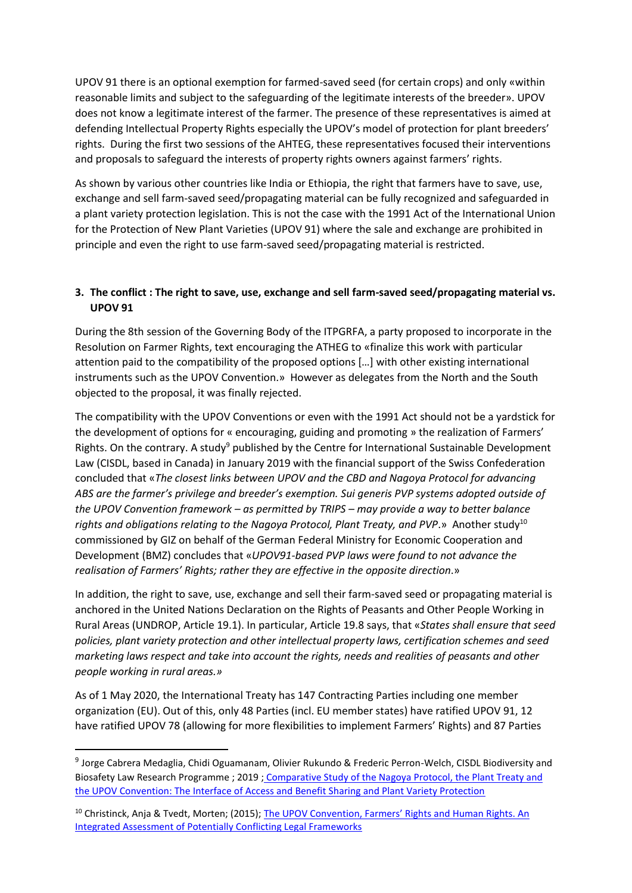UPOV 91 there is an optional exemption for farmed-saved seed (for certain crops) and only «within reasonable limits and subject to the safeguarding of the legitimate interests of the breeder». UPOV does not know a legitimate interest of the farmer. The presence of these representatives is aimed at defending Intellectual Property Rights especially the UPOV's model of protection for plant breeders' rights. During the first two sessions of the AHTEG, these representatives focused their interventions and proposals to safeguard the interests of property rights owners against farmers' rights.

As shown by various other countries like India or Ethiopia, the right that farmers have to save, use, exchange and sell farm-saved seed/propagating material can be fully recognized and safeguarded in a plant variety protection legislation. This is not the case with the 1991 Act of the International Union for the Protection of New Plant Varieties (UPOV 91) where the sale and exchange are prohibited in principle and even the right to use farm-saved seed/propagating material is restricted.

## 3. The conflict : The right to save, use, exchange and sell farm-saved seed/propagating material vs. UPOV 91

During the 8th session of the Governing Body of the ITPGRFA, a party proposed to incorporate in the Resolution on Farmer Rights, text encouraging the ATHEG to «finalize this work with particular attention paid to the compatibility of the proposed options […] with other existing international instruments such as the UPOV Convention.» However as delegates from the North and the South objected to the proposal, it was finally rejected.

The compatibility with the UPOV Conventions or even with the 1991 Act should not be a yardstick for the development of options for « encouraging, guiding and promoting » the realization of Farmers' Rights. On the contrary. A study[9] published by the Centre for International Sustainable Development Law (CISDL, based in Canada) in January 2019 with the financial support of the Swiss Confederation concluded that «*The closest links between UPOV and the CBD and Nagoya Protocol for advancing ABS are the farmer's privilege and breeder's exemption. Sui generis PVP systems adopted outside of the UPOV Convention framework – as permitted by TRIPS – may provide a way to better balance rights and obligations relating to the Nagoya Protocol, Plant Treaty, and PVP*.» Another study[10] commissioned by GIZ on behalf of the German Federal Ministry for Economic Cooperation and Development (BMZ) concludes that «*UPOV91-based PVP laws were found to not advance the realisation of Farmers' Rights; rather they are effective in the opposite direction*.»

In addition, the right to save, use, exchange and sell their farm-saved seed or propagating material is anchored in the United Nations Declaration on the Rights of Peasants and Other People Working in Rural Areas (UNDROP, Article 19.1). In particular, Article 19.8 says, that «*States shall ensure that seed policies, plant variety protection and other intellectual property laws, certification schemes and seed marketing laws respect and take into account the rights, needs and realities of peasants and other people working in rural areas.»*

As of 1 May 2020, the International Treaty has 147 Contracting Parties including one member organization (EU). Out of this, only 48 Parties (incl. EU member states) have ratified UPOV 91, 12 have ratified UPOV 78 (allowing for more flexibilities to implement Farmers' Rights) and 87 Parties

---

[9] Jorge Cabrera Medaglia, Chidi Oguamanam, Olivier Rukundo & Frederic Perron-Welch, CISDL Biodiversity and Biosafety Law Research Programme ; 2019 ; Comparative Study of the Nagoya Protocol, the Plant Treaty and the UPOV Convention: The Interface of Access and Benefit Sharing and Plant Variety Protection

[10] Christinck, Anja & Tvedt, Morten; (2015); The UPOV Convention, Farmers' Rights and Human Rights. An Integrated Assessment of Potentially Conflicting Legal Frameworks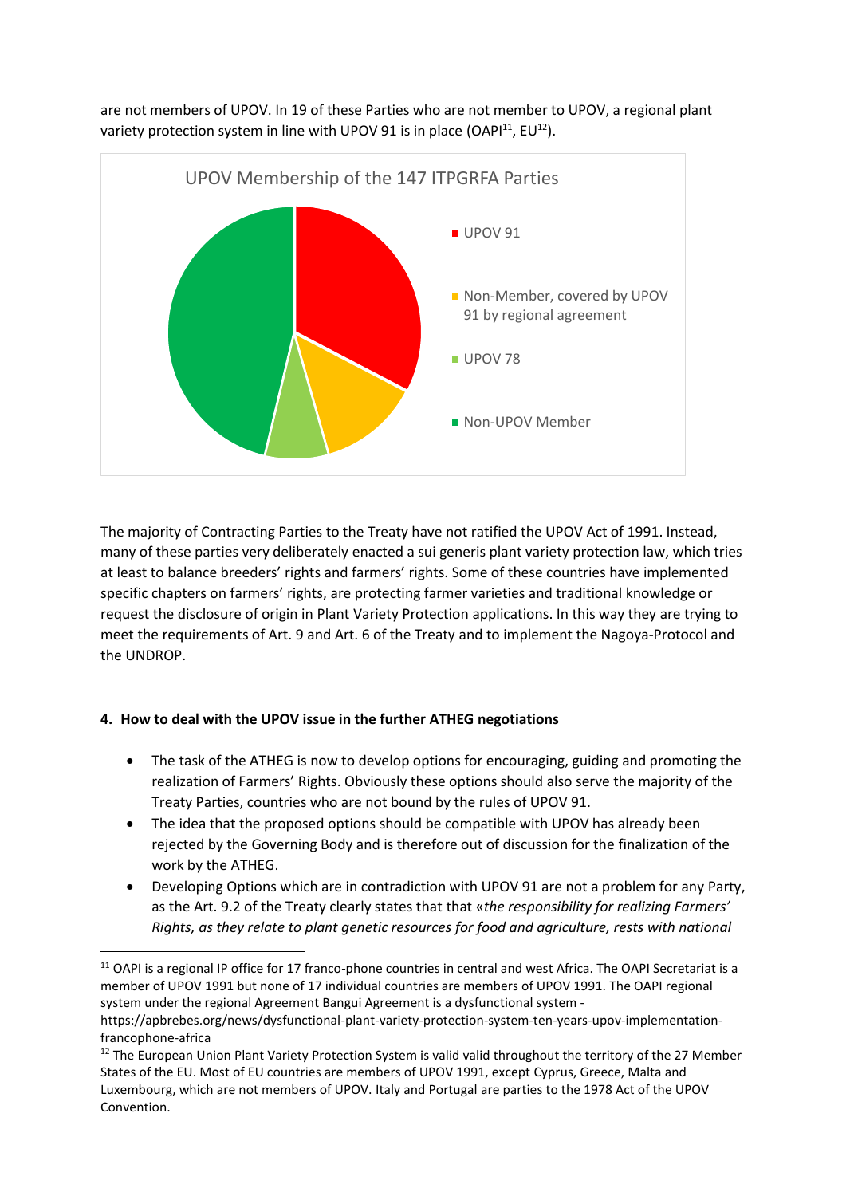are not members of UPOV. In 19 of these Parties who are not member to UPOV, a regional plant variety protection system in line with UPOV 91 is in place (OAPI[11], EU[12]).

UPOV Membership of the 147 ITPGRFA Parties

- UPOV 91
- Non-Member, covered by UPOV 91 by regional agreement
- UPOV 78
- Non-UPOV Member

The majority of Contracting Parties to the Treaty have not ratified the UPOV Act of 1991. Instead, many of these parties very deliberately enacted a sui generis plant variety protection law, which tries at least to balance breeders' rights and farmers' rights. Some of these countries have implemented specific chapters on farmers' rights, are protecting farmer varieties and traditional knowledge or request the disclosure of origin in Plant Variety Protection applications. In this way they are trying to meet the requirements of Art. 9 and Art. 6 of the Treaty and to implement the Nagoya-Protocol and the UNDROP.

#### 4. How to deal with the UPOV issue in the further ATHEG negotiations

- The task of the ATHEG is now to develop options for encouraging, guiding and promoting the realization of Farmers' Rights. Obviously these options should also serve the majority of the Treaty Parties, countries who are not bound by the rules of UPOV 91.
- The idea that the proposed options should be compatible with UPOV has already been rejected by the Governing Body and is therefore out of discussion for the finalization of the work by the ATHEG.
- Developing Options which are in contradiction with UPOV 91 are not a problem for any Party, as the Art. 9.2 of the Treaty clearly states that that «*the responsibility for realizing Farmers' Rights, as they relate to plant genetic resources for food and agriculture, rests with national*

---

[11] OAPI is a regional IP office for 17 franco-phone countries in central and west Africa. The OAPI Secretariat is a member of UPOV 1991 but none of 17 individual countries are members of UPOV 1991. The OAPI regional system under the regional Agreement Bangui Agreement is a dysfunctional system - https://apbrebes.org/news/dysfunctional-plant-variety-protection-system-ten-years-upov-implementation-francophone-africa

[12] The European Union Plant Variety Protection System is valid valid throughout the territory of the 27 Member States of the EU. Most of EU countries are members of UPOV 1991, except Cyprus, Greece, Malta and Luxembourg, which are not members of UPOV. Italy and Portugal are parties to the 1978 Act of the UPOV Convention.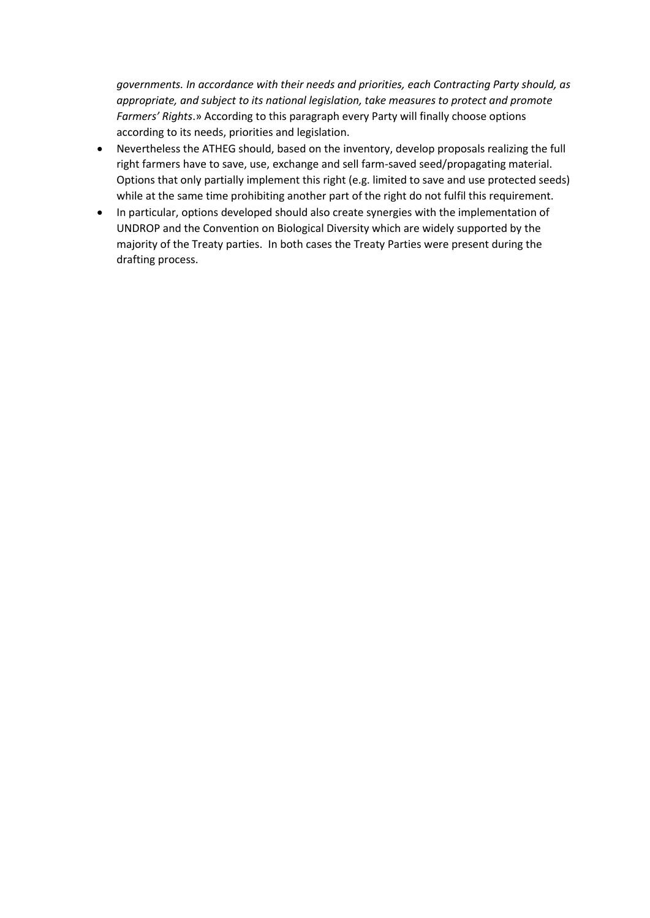*governments. In accordance with their needs and priorities, each Contracting Party should, as appropriate, and subject to its national legislation, take measures to protect and promote Farmers' Rights*.» According to this paragraph every Party will finally choose options according to its needs, priorities and legislation.

- Nevertheless the ATHEG should, based on the inventory, develop proposals realizing the full right farmers have to save, use, exchange and sell farm-saved seed/propagating material. Options that only partially implement this right (e.g. limited to save and use protected seeds) while at the same time prohibiting another part of the right do not fulfil this requirement.
- In particular, options developed should also create synergies with the implementation of UNDROP and the Convention on Biological Diversity which are widely supported by the majority of the Treaty parties. In both cases the Treaty Parties were present during the drafting process.